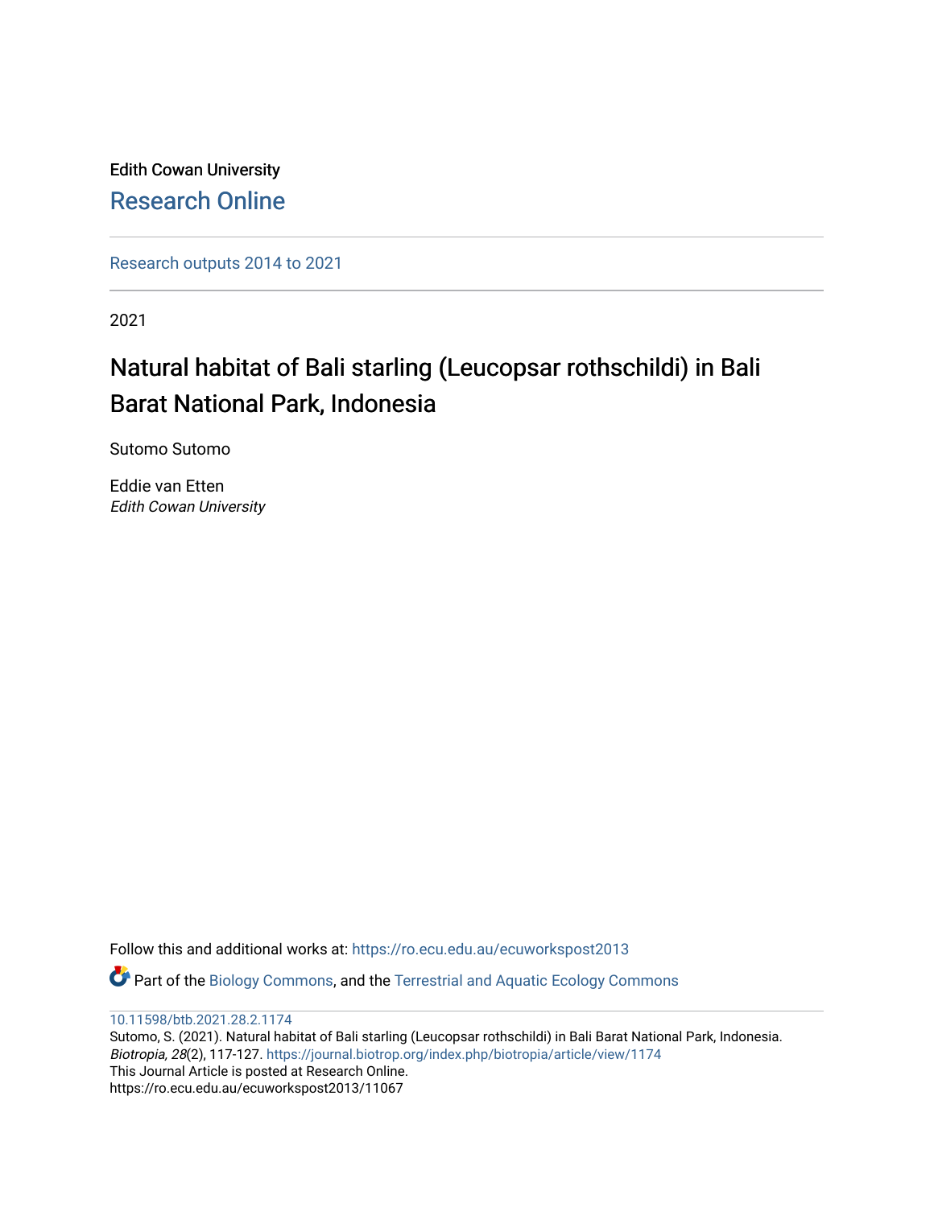Edith Cowan University

Research Online

Research outputs 2014 to 2021

2021

# Natural habitat of Bali starling (Leucopsar rothschildi) in Bali Barat National Park, Indonesia

Sutomo Sutomo

Eddie van Etten
*Edith Cowan University*

Follow this and additional works at: https://ro.ecu.edu.au/ecuworkspost2013

Part of the Biology Commons, and the Terrestrial and Aquatic Ecology Commons

10.11598/btb.2021.28.2.1174
Sutomo, S. (2021). Natural habitat of Bali starling (Leucopsar rothschildi) in Bali Barat National Park, Indonesia. *Biotropia, 28*(2), 117-127. https://journal.biotrop.org/index.php/biotropia/article/view/1174
This Journal Article is posted at Research Online.
https://ro.ecu.edu.au/ecuworkspost2013/11067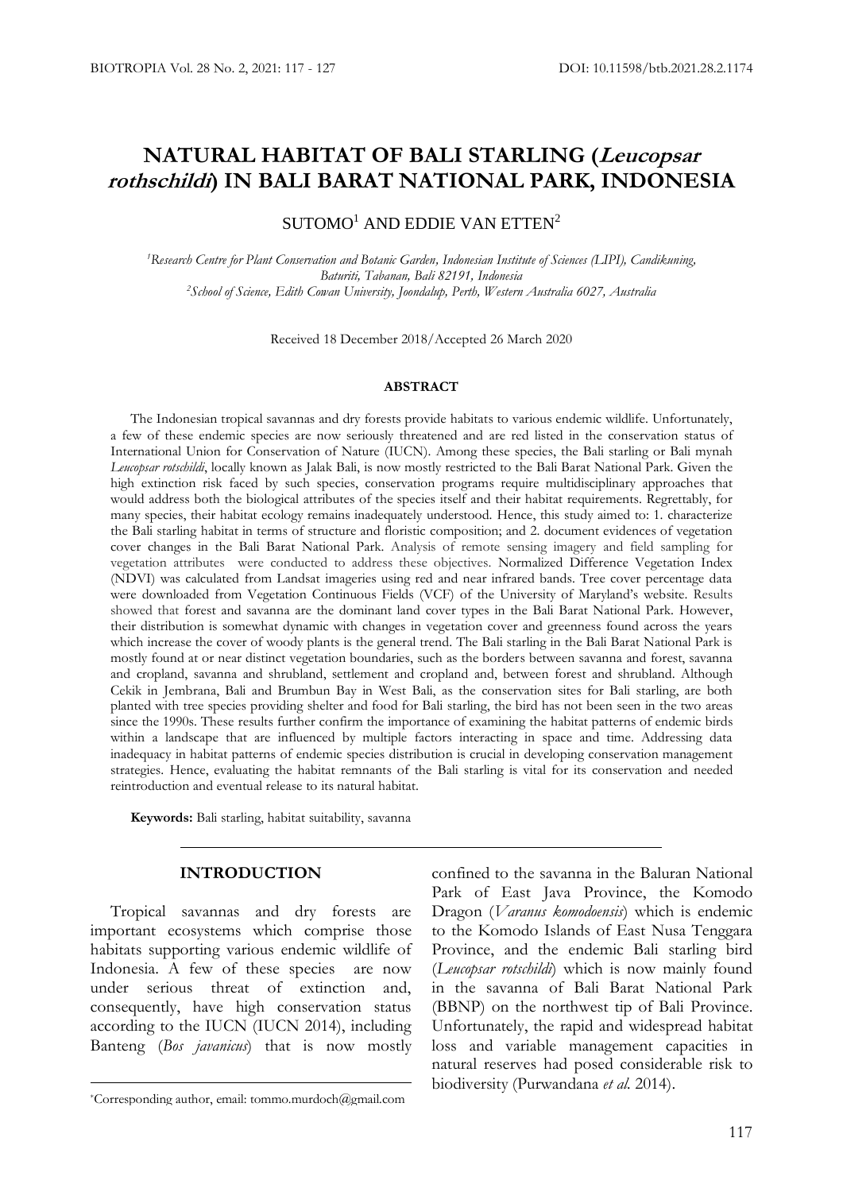# NATURAL HABITAT OF BALI STARLING (*Leucopsar rothschildi*) IN BALI BARAT NATIONAL PARK, INDONESIA

SUTOMO[1] AND EDDIE VAN ETTEN[2]

[1]*Research Centre for Plant Conservation and Botanic Garden, Indonesian Institute of Sciences (LIPI), Candikuning, Baturiti, Tabanan, Bali 82191, Indonesia*
[2]*School of Science, Edith Cowan University, Joondalup, Perth, Western Australia 6027, Australia*

Received 18 December 2018/Accepted 26 March 2020

## ABSTRACT

The Indonesian tropical savannas and dry forests provide habitats to various endemic wildlife. Unfortunately, a few of these endemic species are now seriously threatened and are red listed in the conservation status of International Union for Conservation of Nature (IUCN). Among these species, the Bali starling or Bali mynah *Leucopsar rotschildi*, locally known as Jalak Bali, is now mostly restricted to the Bali Barat National Park. Given the high extinction risk faced by such species, conservation programs require multidisciplinary approaches that would address both the biological attributes of the species itself and their habitat requirements. Regrettably, for many species, their habitat ecology remains inadequately understood. Hence, this study aimed to: 1. characterize the Bali starling habitat in terms of structure and floristic composition; and 2. document evidences of vegetation cover changes in the Bali Barat National Park. Analysis of remote sensing imagery and field sampling for vegetation attributes were conducted to address these objectives. Normalized Difference Vegetation Index (NDVI) was calculated from Landsat imageries using red and near infrared bands. Tree cover percentage data were downloaded from Vegetation Continuous Fields (VCF) of the University of Maryland's website. Results showed that forest and savanna are the dominant land cover types in the Bali Barat National Park. However, their distribution is somewhat dynamic with changes in vegetation cover and greenness found across the years which increase the cover of woody plants is the general trend. The Bali starling in the Bali Barat National Park is mostly found at or near distinct vegetation boundaries, such as the borders between savanna and forest, savanna and cropland, savanna and shrubland, settlement and cropland and, between forest and shrubland. Although Cekik in Jembrana, Bali and Brumbun Bay in West Bali, as the conservation sites for Bali starling, are both planted with tree species providing shelter and food for Bali starling, the bird has not been seen in the two areas since the 1990s. These results further confirm the importance of examining the habitat patterns of endemic birds within a landscape that are influenced by multiple factors interacting in space and time. Addressing data inadequacy in habitat patterns of endemic species distribution is crucial in developing conservation management strategies. Hence, evaluating the habitat remnants of the Bali starling is vital for its conservation and needed reintroduction and eventual release to its natural habitat.

**Keywords:** Bali starling, habitat suitability, savanna

## INTRODUCTION

Tropical savannas and dry forests are important ecosystems which comprise those habitats supporting various endemic wildlife of Indonesia. A few of these species are now under serious threat of extinction and, consequently, have high conservation status according to the IUCN (IUCN 2014), including Banteng (*Bos javanicus*) that is now mostly confined to the savanna in the Baluran National Park of East Java Province, the Komodo Dragon (*Varanus komodoensis*) which is endemic to the Komodo Islands of East Nusa Tenggara Province, and the endemic Bali starling bird (*Leucopsar rotschildi*) which is now mainly found in the savanna of Bali Barat National Park (BBNP) on the northwest tip of Bali Province. Unfortunately, the rapid and widespread habitat loss and variable management capacities in natural reserves had posed considerable risk to biodiversity (Purwandana *et al.* 2014).

*Corresponding author, email: tommo.murdoch@gmail.com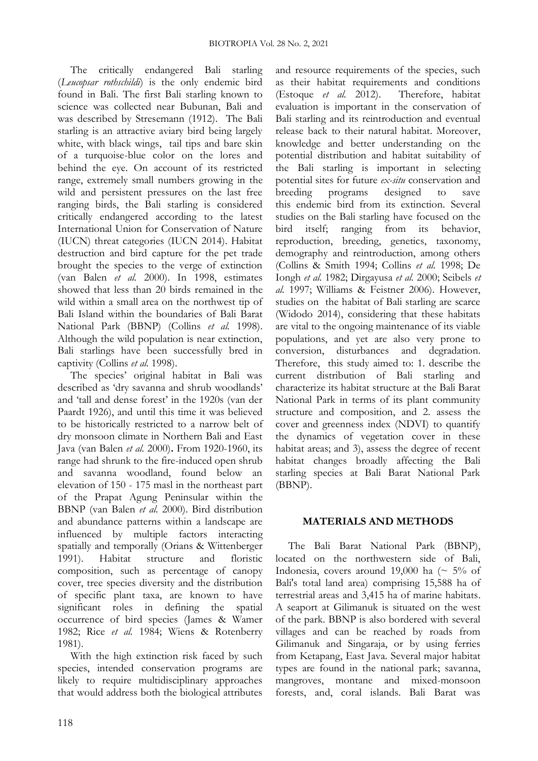The critically endangered Bali starling (*Leucopsar rothschildi*) is the only endemic bird found in Bali. The first Bali starling known to science was collected near Bubunan, Bali and was described by Stresemann (1912). The Bali starling is an attractive aviary bird being largely white, with black wings, tail tips and bare skin of a turquoise-blue color on the lores and behind the eye. On account of its restricted range, extremely small numbers growing in the wild and persistent pressures on the last free ranging birds, the Bali starling is considered critically endangered according to the latest International Union for Conservation of Nature (IUCN) threat categories (IUCN 2014). Habitat destruction and bird capture for the pet trade brought the species to the verge of extinction (van Balen *et al.* 2000). In 1998, estimates showed that less than 20 birds remained in the wild within a small area on the northwest tip of Bali Island within the boundaries of Bali Barat National Park (BBNP) (Collins *et al.* 1998). Although the wild population is near extinction, Bali starlings have been successfully bred in captivity (Collins *et al.* 1998).

The species' original habitat in Bali was described as 'dry savanna and shrub woodlands' and 'tall and dense forest' in the 1920s (van der Paardt 1926), and until this time it was believed to be historically restricted to a narrow belt of dry monsoon climate in Northern Bali and East Java (van Balen *et al.* 2000). From 1920-1960, its range had shrunk to the fire-induced open shrub and savanna woodland, found below an elevation of 150 - 175 masl in the northeast part of the Prapat Agung Peninsular within the BBNP (van Balen *et al.* 2000). Bird distribution and abundance patterns within a landscape are influenced by multiple factors interacting spatially and temporally (Orians & Wittenberger 1991). Habitat structure and floristic composition, such as percentage of canopy cover, tree species diversity and the distribution of specific plant taxa, are known to have significant roles in defining the spatial occurrence of bird species (James & Wamer 1982; Rice *et al.* 1984; Wiens & Rotenberry 1981).

With the high extinction risk faced by such species, intended conservation programs are likely to require multidisciplinary approaches that would address both the biological attributes and resource requirements of the species, such as their habitat requirements and conditions (Estoque *et al.* 2012). Therefore, habitat evaluation is important in the conservation of Bali starling and its reintroduction and eventual release back to their natural habitat. Moreover, knowledge and better understanding on the potential distribution and habitat suitability of the Bali starling is important in selecting potential sites for future *ex-situ* conservation and breeding programs designed to save this endemic bird from its extinction. Several studies on the Bali starling have focused on the bird itself; ranging from its behavior, reproduction, breeding, genetics, taxonomy, demography and reintroduction, among others (Collins & Smith 1994; Collins *et al.* 1998; De Iongh *et al.* 1982; Dirgayusa *et al.* 2000; Seibels *et al.* 1997; Williams & Feistner 2006). However, studies on the habitat of Bali starling are scarce (Widodo 2014), considering that these habitats are vital to the ongoing maintenance of its viable populations, and yet are also very prone to conversion, disturbances and degradation. Therefore, this study aimed to: 1. describe the current distribution of Bali starling and characterize its habitat structure at the Bali Barat National Park in terms of its plant community structure and composition, and 2. assess the cover and greenness index (NDVI) to quantify the dynamics of vegetation cover in these habitat areas; and 3), assess the degree of recent habitat changes broadly affecting the Bali starling species at Bali Barat National Park (BBNP).

## MATERIALS AND METHODS

The Bali Barat National Park (BBNP), located on the northwestern side of Bali, Indonesia, covers around 19,000 ha (~ 5% of Bali's total land area) comprising 15,588 ha of terrestrial areas and 3,415 ha of marine habitats. A seaport at Gilimanuk is situated on the west of the park. BBNP is also bordered with several villages and can be reached by roads from Gilimanuk and Singaraja, or by using ferries from Ketapang, East Java. Several major habitat types are found in the national park; savanna, mangroves, montane and mixed-monsoon forests, and, coral islands. Bali Barat was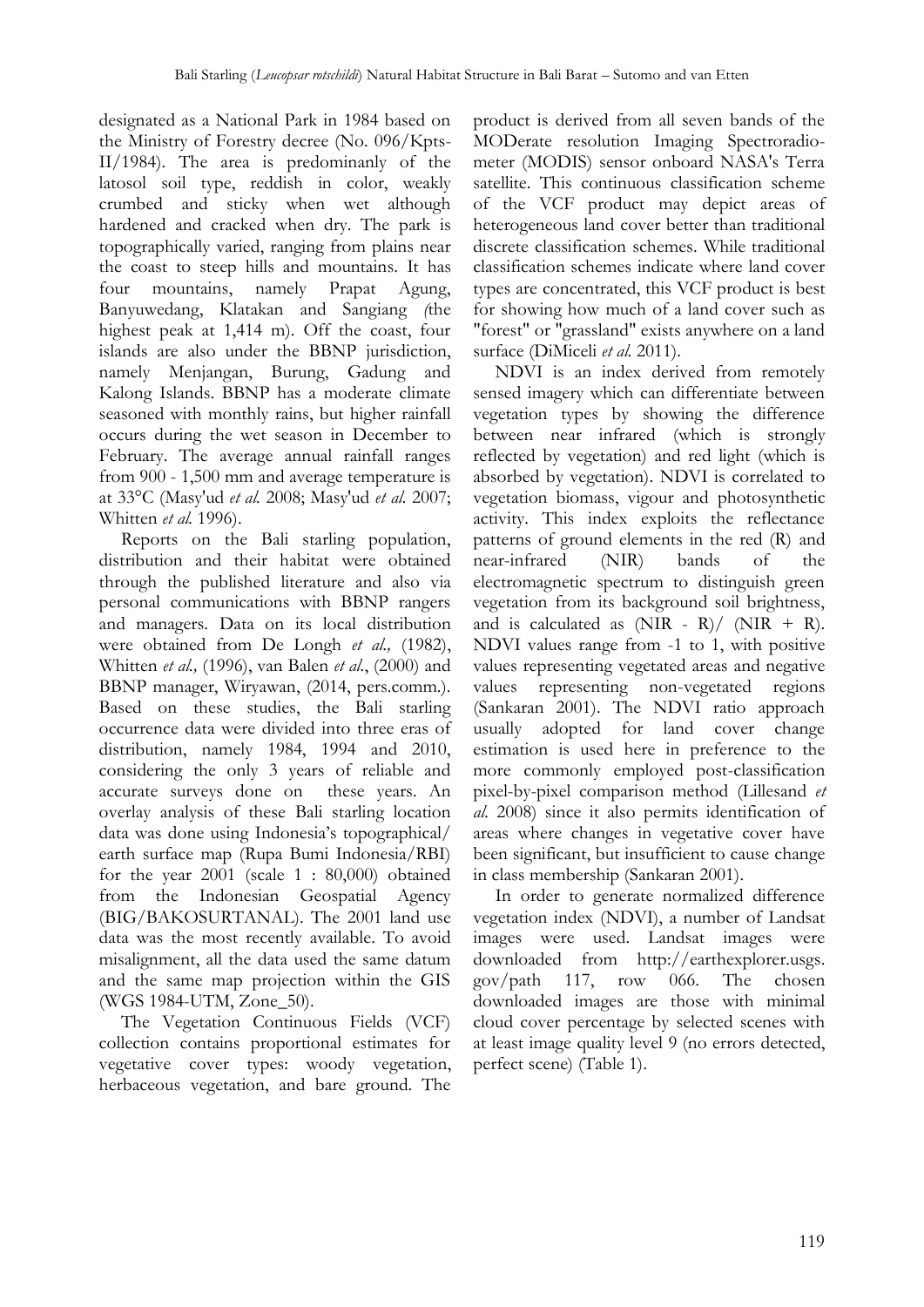designated as a National Park in 1984 based on the Ministry of Forestry decree (No. 096/Kpts-II/1984). The area is predominanly of the latosol soil type, reddish in color, weakly crumbed and sticky when wet although hardened and cracked when dry. The park is topographically varied, ranging from plains near the coast to steep hills and mountains. It has four mountains, namely Prapat Agung, Banyuwedang, Klatakan and Sangiang *(*the highest peak at 1,414 m). Off the coast, four islands are also under the BBNP jurisdiction, namely Menjangan, Burung, Gadung and Kalong Islands. BBNP has a moderate climate seasoned with monthly rains, but higher rainfall occurs during the wet season in December to February. The average annual rainfall ranges from 900 - 1,500 mm and average temperature is at 33°C (Masy'ud *et al.* 2008; Masy'ud *et al.* 2007; Whitten *et al.* 1996).

Reports on the Bali starling population, distribution and their habitat were obtained through the published literature and also via personal communications with BBNP rangers and managers. Data on its local distribution were obtained from De Longh *et al.,* (1982), Whitten *et al.,* (1996), van Balen *et al.*, (2000) and BBNP manager, Wiryawan, (2014, pers.comm.). Based on these studies, the Bali starling occurrence data were divided into three eras of distribution, namely 1984, 1994 and 2010, considering the only 3 years of reliable and accurate surveys done on these years. An overlay analysis of these Bali starling location data was done using Indonesia's topographical/ earth surface map (Rupa Bumi Indonesia/RBI) for the year 2001 (scale 1 : 80,000) obtained from the Indonesian Geospatial Agency (BIG/BAKOSURTANAL). The 2001 land use data was the most recently available. To avoid misalignment, all the data used the same datum and the same map projection within the GIS (WGS 1984-UTM, Zone_50).

The Vegetation Continuous Fields (VCF) collection contains proportional estimates for vegetative cover types: woody vegetation, herbaceous vegetation, and bare ground. The product is derived from all seven bands of the MODerate resolution Imaging Spectroradiometer (MODIS) sensor onboard NASA's Terra satellite. This continuous classification scheme of the VCF product may depict areas of heterogeneous land cover better than traditional discrete classification schemes. While traditional classification schemes indicate where land cover types are concentrated, this VCF product is best for showing how much of a land cover such as "forest" or "grassland" exists anywhere on a land surface (DiMiceli *et al.* 2011).

NDVI is an index derived from remotely sensed imagery which can differentiate between vegetation types by showing the difference between near infrared (which is strongly reflected by vegetation) and red light (which is absorbed by vegetation). NDVI is correlated to vegetation biomass, vigour and photosynthetic activity. This index exploits the reflectance patterns of ground elements in the red (R) and near-infrared (NIR) bands of the electromagnetic spectrum to distinguish green vegetation from its background soil brightness, and is calculated as $(NIR - R)/(NIR + R)$. NDVI values range from -1 to 1, with positive values representing vegetated areas and negative values representing non-vegetated regions (Sankaran 2001). The NDVI ratio approach usually adopted for land cover change estimation is used here in preference to the more commonly employed post-classification pixel-by-pixel comparison method (Lillesand *et al.* 2008) since it also permits identification of areas where changes in vegetative cover have been significant, but insufficient to cause change in class membership (Sankaran 2001).

In order to generate normalized difference vegetation index (NDVI), a number of Landsat images were used. Landsat images were downloaded from http://earthexplorer.usgs.gov/path 117, row 066. The chosen downloaded images are those with minimal cloud cover percentage by selected scenes with at least image quality level 9 (no errors detected, perfect scene) (Table 1).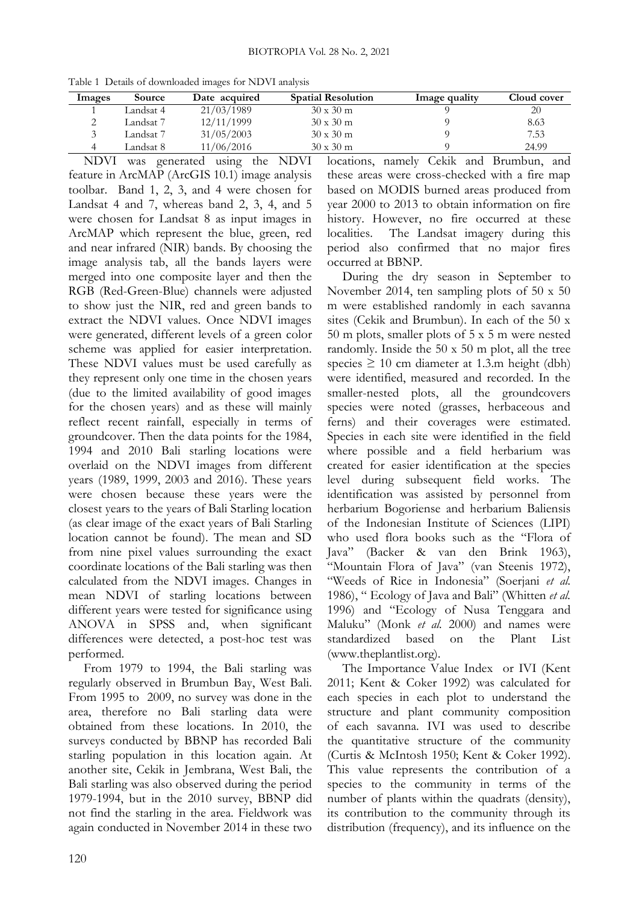Table 1 Details of downloaded images for NDVI analysis

| Images | Source | Date acquired | Spatial Resolution | Image quality | Cloud cover |
|---|---|---|---|---|---|
| 1 | Landsat 4 | 21/03/1989 | 30 x 30 m | 9 | 20 |
| 2 | Landsat 7 | 12/11/1999 | 30 x 30 m | 9 | 8.63 |
| 3 | Landsat 7 | 31/05/2003 | 30 x 30 m | 9 | 7.53 |
| 4 | Landsat 8 | 11/06/2016 | 30 x 30 m | 9 | 24.99 |

NDVI was generated using the NDVI feature in ArcMAP (ArcGIS 10.1) image analysis toolbar. Band 1, 2, 3, and 4 were chosen for Landsat 4 and 7, whereas band 2, 3, 4, and 5 were chosen for Landsat 8 as input images in ArcMAP which represent the blue, green, red and near infrared (NIR) bands. By choosing the image analysis tab, all the bands layers were merged into one composite layer and then the RGB (Red-Green-Blue) channels were adjusted to show just the NIR, red and green bands to extract the NDVI values. Once NDVI images were generated, different levels of a green color scheme was applied for easier interpretation. These NDVI values must be used carefully as they represent only one time in the chosen years (due to the limited availability of good images for the chosen years) and as these will mainly reflect recent rainfall, especially in terms of groundcover. Then the data points for the 1984, 1994 and 2010 Bali starling locations were overlaid on the NDVI images from different years (1989, 1999, 2003 and 2016). These years were chosen because these years were the closest years to the years of Bali Starling location (as clear image of the exact years of Bali Starling location cannot be found). The mean and SD from nine pixel values surrounding the exact coordinate locations of the Bali starling was then calculated from the NDVI images. Changes in mean NDVI of starling locations between different years were tested for significance using ANOVA in SPSS and, when significant differences were detected, a post-hoc test was performed.

From 1979 to 1994, the Bali starling was regularly observed in Brumbun Bay, West Bali. From 1995 to 2009, no survey was done in the area, therefore no Bali starling data were obtained from these locations. In 2010, the surveys conducted by BBNP has recorded Bali starling population in this location again. At another site, Cekik in Jembrana, West Bali, the Bali starling was also observed during the period 1979-1994, but in the 2010 survey, BBNP did not find the starling in the area. Fieldwork was again conducted in November 2014 in these two locations, namely Cekik and Brumbun, and these areas were cross-checked with a fire map based on MODIS burned areas produced from year 2000 to 2013 to obtain information on fire history. However, no fire occurred at these localities. The Landsat imagery during this period also confirmed that no major fires occurred at BBNP.

During the dry season in September to November 2014, ten sampling plots of 50 x 50 m were established randomly in each savanna sites (Cekik and Brumbun). In each of the 50 x 50 m plots, smaller plots of 5 x 5 m were nested randomly. Inside the 50 x 50 m plot, all the tree species ≥ 10 cm diameter at 1.3.m height (dbh) were identified, measured and recorded. In the smaller-nested plots, all the groundcovers species were noted (grasses, herbaceous and ferns) and their coverages were estimated. Species in each site were identified in the field where possible and a field herbarium was created for easier identification at the species level during subsequent field works. The identification was assisted by personnel from herbarium Bogoriense and herbarium Baliensis of the Indonesian Institute of Sciences (LIPI) who used flora books such as the "Flora of Java" (Backer & van den Brink 1963), "Mountain Flora of Java" (van Steenis 1972), "Weeds of Rice in Indonesia" (Soerjani *et al.* 1986), " Ecology of Java and Bali" (Whitten *et al.* 1996) and "Ecology of Nusa Tenggara and Maluku" (Monk *et al.* 2000) and names were standardized based on the Plant List (www.theplantlist.org).

The Importance Value Index or IVI (Kent 2011; Kent & Coker 1992) was calculated for each species in each plot to understand the structure and plant community composition of each savanna. IVI was used to describe the quantitative structure of the community (Curtis & McIntosh 1950; Kent & Coker 1992). This value represents the contribution of a species to the community in terms of the number of plants within the quadrats (density), its contribution to the community through its distribution (frequency), and its influence on the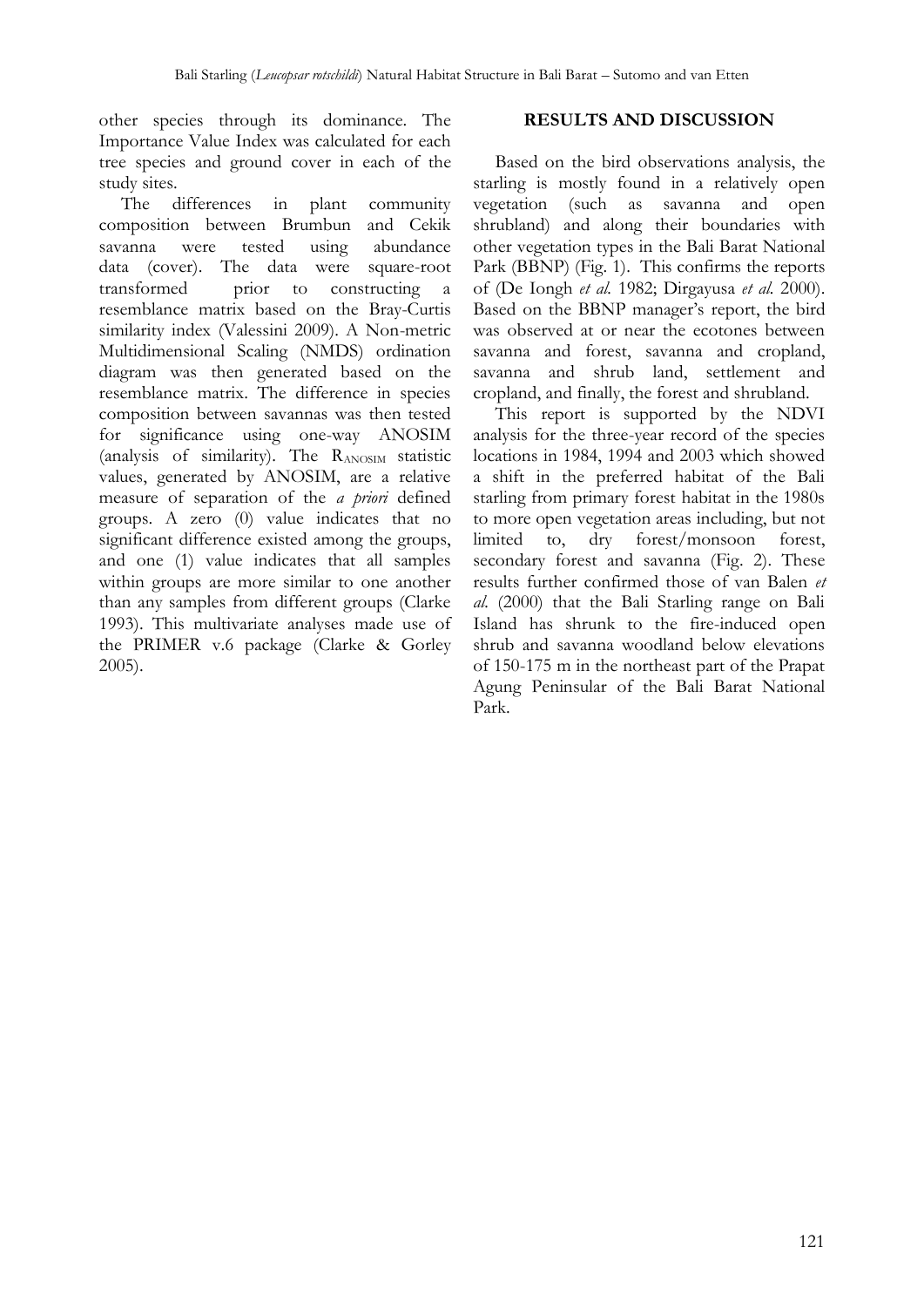other species through its dominance. The Importance Value Index was calculated for each tree species and ground cover in each of the study sites.

The differences in plant community composition between Brumbun and Cekik savanna were tested using abundance data (cover). The data were square-root transformed prior to constructing a resemblance matrix based on the Bray-Curtis similarity index (Valessini 2009). A Non-metric Multidimensional Scaling (NMDS) ordination diagram was then generated based on the resemblance matrix. The difference in species composition between savannas was then tested for significance using one-way ANOSIM (analysis of similarity). The $R_{ANOSIM}$ statistic values, generated by ANOSIM, are a relative measure of separation of the *a priori* defined groups. A zero (0) value indicates that no significant difference existed among the groups, and one (1) value indicates that all samples within groups are more similar to one another than any samples from different groups (Clarke 1993). This multivariate analyses made use of the PRIMER v.6 package (Clarke & Gorley 2005).

## RESULTS AND DISCUSSION

Based on the bird observations analysis, the starling is mostly found in a relatively open vegetation (such as savanna and open shrubland) and along their boundaries with other vegetation types in the Bali Barat National Park (BBNP) (Fig. 1). This confirms the reports of (De Iongh *et al.* 1982; Dirgayusa *et al.* 2000). Based on the BBNP manager's report, the bird was observed at or near the ecotones between savanna and forest, savanna and cropland, savanna and shrub land, settlement and cropland, and finally, the forest and shrubland.

This report is supported by the NDVI analysis for the three-year record of the species locations in 1984, 1994 and 2003 which showed a shift in the preferred habitat of the Bali starling from primary forest habitat in the 1980s to more open vegetation areas including, but not limited to, dry forest/monsoon forest, secondary forest and savanna (Fig. 2). These results further confirmed those of van Balen *et al.* (2000) that the Bali Starling range on Bali Island has shrunk to the fire-induced open shrub and savanna woodland below elevations of 150-175 m in the northeast part of the Prapat Agung Peninsular of the Bali Barat National Park.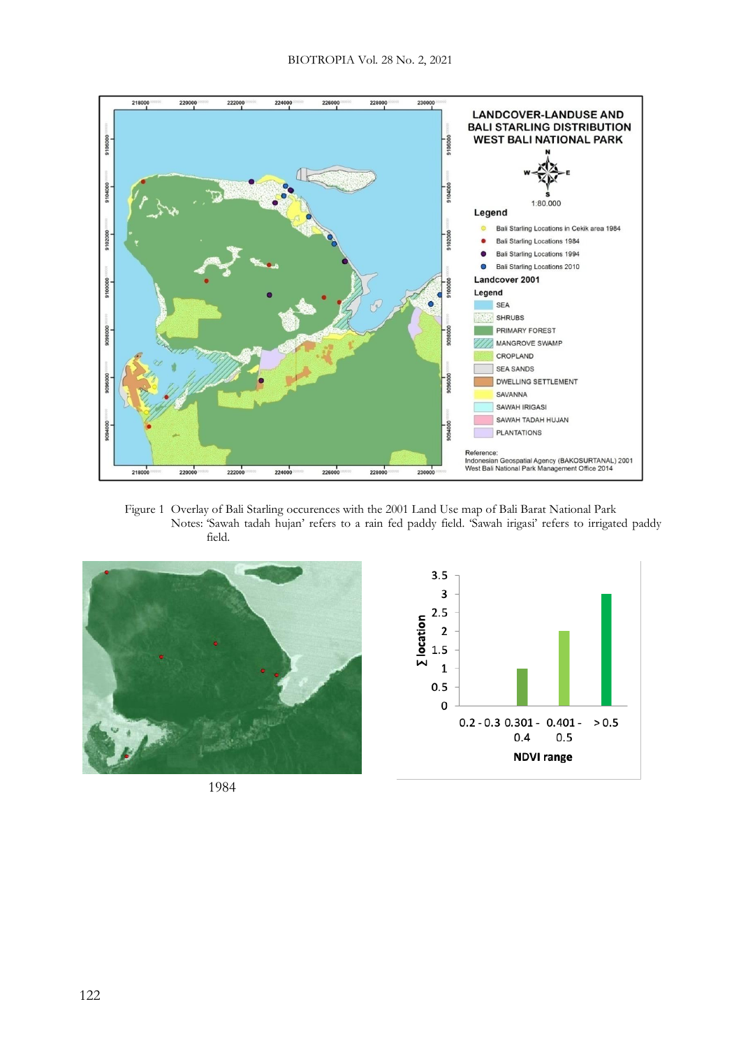Figure 1 Overlay of Bali Starling occurences with the 2001 Land Use map of Bali Barat National Park
Notes: 'Sawah tadah hujan' refers to a rain fed paddy field. 'Sawah irigasi' refers to irrigated paddy field.

1984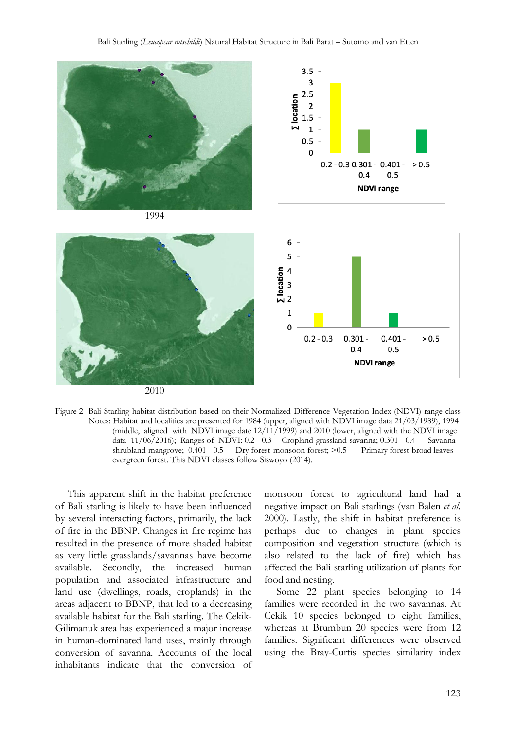1994

2010

Figure 2 Bali Starling habitat distribution based on their Normalized Difference Vegetation Index (NDVI) range class
Notes: Habitat and localities are presented for 1984 (upper, aligned with NDVI image data 21/03/1989), 1994 (middle, aligned with NDVI image date 12/11/1999) and 2010 (lower, aligned with the NDVI image data 11/06/2016); Ranges of NDVI: 0.2 - 0.3 = Cropland-grassland-savanna; 0.301 - 0.4 = Savanna-shrubland-mangrove; 0.401 - 0.5 = Dry forest-monsoon forest; >0.5 = Primary forest-broad leaves-evergreen forest. This NDVI classes follow Siswoyo (2014).

This apparent shift in the habitat preference of Bali starling is likely to have been influenced by several interacting factors, primarily, the lack of fire in the BBNP. Changes in fire regime has resulted in the presence of more shaded habitat as very little grasslands/savannas have become available. Secondly, the increased human population and associated infrastructure and land use (dwellings, roads, croplands) in the areas adjacent to BBNP, that led to a decreasing available habitat for the Bali starling. The Cekik-Gilimanuk area has experienced a major increase in human-dominated land uses, mainly through conversion of savanna. Accounts of the local inhabitants indicate that the conversion of monsoon forest to agricultural land had a negative impact on Bali starlings (van Balen *et al.* 2000). Lastly, the shift in habitat preference is perhaps due to changes in plant species composition and vegetation structure (which is also related to the lack of fire) which has affected the Bali starling utilization of plants for food and nesting.

Some 22 plant species belonging to 14 families were recorded in the two savannas. At Cekik 10 species belonged to eight families, whereas at Brumbun 20 species were from 12 families. Significant differences were observed using the Bray-Curtis species similarity index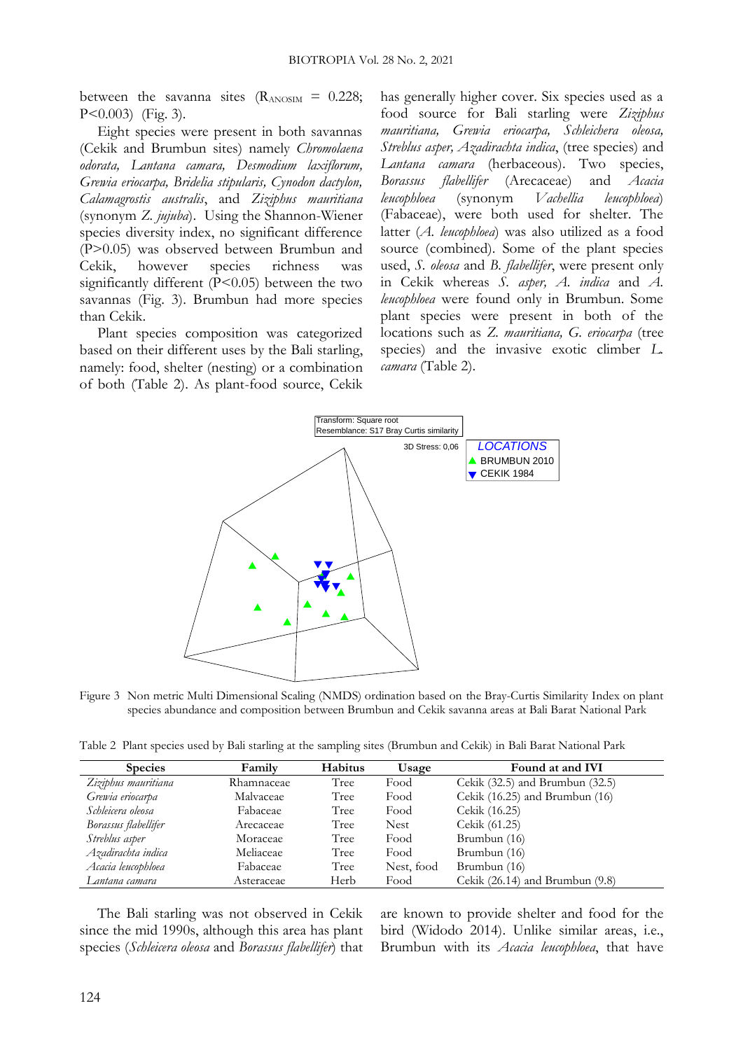between the savanna sites ($R_{ANOSIM}$ = 0.228; P<0.003) (Fig. 3).

Eight species were present in both savannas (Cekik and Brumbun sites) namely *Chromolaena odorata, Lantana camara, Desmodium laxiflorum, Grewia eriocarpa, Bridelia stipularis, Cynodon dactylon, Calamagrostis australis*, and *Ziziphus mauritiana* (synonym *Z. jujuba*). Using the Shannon-Wiener species diversity index, no significant difference (P>0.05) was observed between Brumbun and Cekik, however species richness was significantly different (P<0.05) between the two savannas (Fig. 3). Brumbun had more species than Cekik.

Plant species composition was categorized based on their different uses by the Bali starling, namely: food, shelter (nesting) or a combination of both (Table 2). As plant-food source, Cekik has generally higher cover. Six species used as a food source for Bali starling were *Ziziphus mauritiana, Grewia eriocarpa, Schleichera oleosa, Streblus asper, Azadirachta indica*, (tree species) and *Lantana camara* (herbaceous). Two species, *Borassus flabellifer* (Arecaceae) and *Acacia leucophloea* (synonym *Vachellia leucophloea*) (Fabaceae), were both used for shelter. The latter (*A. leucophloea*) was also utilized as a food source (combined). Some of the plant species used, *S. oleosa* and *B. flabellifer*, were present only in Cekik whereas *S. asper, A. indica* and *A. leucophloea* were found only in Brumbun. Some plant species were present in both of the locations such as *Z. mauritiana, G. eriocarpa* (tree species) and the invasive exotic climber *L. camara* (Table 2).

Figure 3 Non metric Multi Dimensional Scaling (NMDS) ordination based on the Bray-Curtis Similarity Index on plant species abundance and composition between Brumbun and Cekik savanna areas at Bali Barat National Park

Table 2 Plant species used by Bali starling at the sampling sites (Brumbun and Cekik) in Bali Barat National Park

| Species | Family | Habitus | Usage | Found at and IVI |
|---|---|---|---|---|
| *Ziziphus mauritiana* | Rhamnaceae | Tree | Food | Cekik (32.5) and Brumbun (32.5) |
| *Grewia eriocarpa* | Malvaceae | Tree | Food | Cekik (16.25) and Brumbun (16) |
| *Schleicera oleosa* | Fabaceae | Tree | Food | Cekik (16.25) |
| *Borassus flabellifer* | Arecaceae | Tree | Nest | Cekik (61.25) |
| *Streblus asper* | Moraceae | Tree | Food | Brumbun (16) |
| *Azadirachta indica* | Meliaceae | Tree | Food | Brumbun (16) |
| *Acacia leucophloea* | Fabaceae | Tree | Nest, food | Brumbun (16) |
| *Lantana camara* | Asteraceae | Herb | Food | Cekik (26.14) and Brumbun (9.8) |

The Bali starling was not observed in Cekik since the mid 1990s, although this area has plant species (*Schleicera oleosa* and *Borassus flabellifer*) that are known to provide shelter and food for the bird (Widodo 2014). Unlike similar areas, i.e., Brumbun with its *Acacia leucophloea*, that have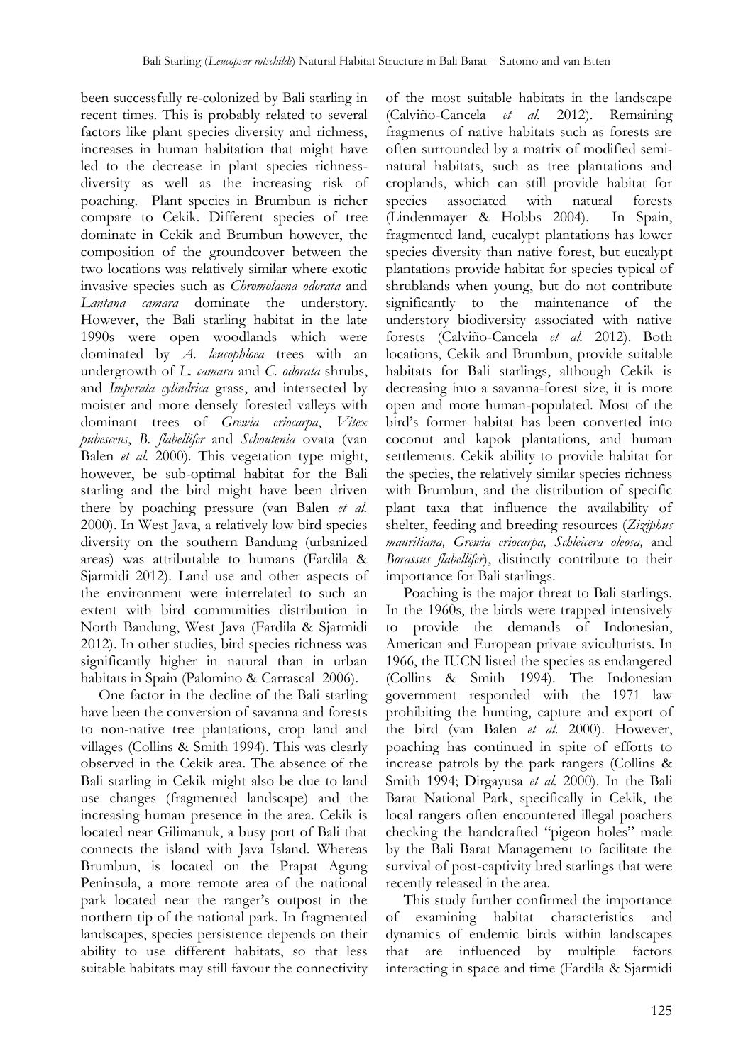been successfully re-colonized by Bali starling in recent times. This is probably related to several factors like plant species diversity and richness, increases in human habitation that might have led to the decrease in plant species richness-diversity as well as the increasing risk of poaching. Plant species in Brumbun is richer compare to Cekik. Different species of tree dominate in Cekik and Brumbun however, the composition of the groundcover between the two locations was relatively similar where exotic invasive species such as *Chromolaena odorata* and *Lantana camara* dominate the understory. However, the Bali starling habitat in the late 1990s were open woodlands which were dominated by *A. leucophloea* trees with an undergrowth of *L. camara* and *C. odorata* shrubs, and *Imperata cylindrica* grass, and intersected by moister and more densely forested valleys with dominant trees of *Grewia eriocarpa*, *Vitex pubescens*, *B. flabellifer* and *Schoutenia* ovata (van Balen *et al.* 2000). This vegetation type might, however, be sub-optimal habitat for the Bali starling and the bird might have been driven there by poaching pressure (van Balen *et al.* 2000). In West Java, a relatively low bird species diversity on the southern Bandung (urbanized areas) was attributable to humans (Fardila & Sjarmidi 2012). Land use and other aspects of the environment were interrelated to such an extent with bird communities distribution in North Bandung, West Java (Fardila & Sjarmidi 2012). In other studies, bird species richness was significantly higher in natural than in urban habitats in Spain (Palomino & Carrascal 2006).

One factor in the decline of the Bali starling have been the conversion of savanna and forests to non-native tree plantations, crop land and villages (Collins & Smith 1994). This was clearly observed in the Cekik area. The absence of the Bali starling in Cekik might also be due to land use changes (fragmented landscape) and the increasing human presence in the area. Cekik is located near Gilimanuk, a busy port of Bali that connects the island with Java Island. Whereas Brumbun, is located on the Prapat Agung Peninsula, a more remote area of the national park located near the ranger's outpost in the northern tip of the national park. In fragmented landscapes, species persistence depends on their ability to use different habitats, so that less suitable habitats may still favour the connectivity of the most suitable habitats in the landscape (Calviño-Cancela *et al.* 2012). Remaining fragments of native habitats such as forests are often surrounded by a matrix of modified semi-natural habitats, such as tree plantations and croplands, which can still provide habitat for species associated with natural forests (Lindenmayer & Hobbs 2004). In Spain, fragmented land, eucalypt plantations has lower species diversity than native forest, but eucalypt plantations provide habitat for species typical of shrublands when young, but do not contribute significantly to the maintenance of the understory biodiversity associated with native forests (Calviño-Cancela *et al.* 2012). Both locations, Cekik and Brumbun, provide suitable habitats for Bali starlings, although Cekik is decreasing into a savanna-forest size, it is more open and more human-populated. Most of the bird's former habitat has been converted into coconut and kapok plantations, and human settlements. Cekik ability to provide habitat for the species, the relatively similar species richness with Brumbun, and the distribution of specific plant taxa that influence the availability of shelter, feeding and breeding resources (*Ziziphus mauritiana, Grewia eriocarpa, Schleicera oleosa,* and *Borassus flabellifer*), distinctly contribute to their importance for Bali starlings.

Poaching is the major threat to Bali starlings. In the 1960s, the birds were trapped intensively to provide the demands of Indonesian, American and European private aviculturists. In 1966, the IUCN listed the species as endangered (Collins & Smith 1994). The Indonesian government responded with the 1971 law prohibiting the hunting, capture and export of the bird (van Balen *et al.* 2000). However, poaching has continued in spite of efforts to increase patrols by the park rangers (Collins & Smith 1994; Dirgayusa *et al.* 2000). In the Bali Barat National Park, specifically in Cekik, the local rangers often encountered illegal poachers checking the handcrafted "pigeon holes" made by the Bali Barat Management to facilitate the survival of post-captivity bred starlings that were recently released in the area.

This study further confirmed the importance of examining habitat characteristics and dynamics of endemic birds within landscapes that are influenced by multiple factors interacting in space and time (Fardila & Sjarmidi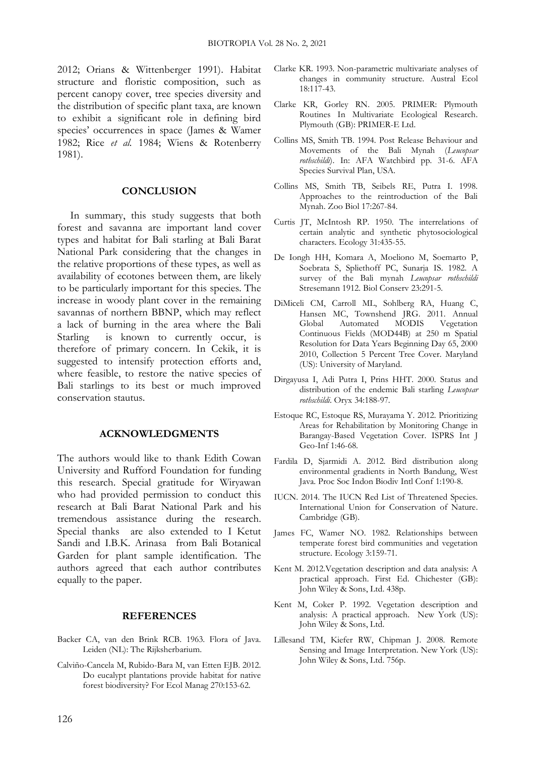2012; Orians & Wittenberger 1991). Habitat structure and floristic composition, such as percent canopy cover, tree species diversity and the distribution of specific plant taxa, are known to exhibit a significant role in defining bird species' occurrences in space (James & Wamer 1982; Rice *et al.* 1984; Wiens & Rotenberry 1981).

## CONCLUSION

In summary, this study suggests that both forest and savanna are important land cover types and habitat for Bali starling at Bali Barat National Park considering that the changes in the relative proportions of these types, as well as availability of ecotones between them, are likely to be particularly important for this species. The increase in woody plant cover in the remaining savannas of northern BBNP, which may reflect a lack of burning in the area where the Bali Starling is known to currently occur, is therefore of primary concern. In Cekik, it is suggested to intensify protection efforts and, where feasible, to restore the native species of Bali starlings to its best or much improved conservation stautus.

## ACKNOWLEDGMENTS

The authors would like to thank Edith Cowan University and Rufford Foundation for funding this research. Special gratitude for Wiryawan who had provided permission to conduct this research at Bali Barat National Park and his tremendous assistance during the research. Special thanks are also extended to I Ketut Sandi and I.B.K. Arinasa from Bali Botanical Garden for plant sample identification. The authors agreed that each author contributes equally to the paper.

## REFERENCES

Backer CA, van den Brink RCB. 1963. Flora of Java. Leiden (NL): The Rijksherbarium.

Calviño-Cancela M, Rubido-Bara M, van Etten EJB. 2012. Do eucalypt plantations provide habitat for native forest biodiversity? For Ecol Manag 270:153-62.

Clarke KR. 1993. Non-parametric multivariate analyses of changes in community structure. Austral Ecol 18:117-43.

Clarke KR, Gorley RN. 2005. PRIMER: Plymouth Routines In Multivariate Ecological Research. Plymouth (GB): PRIMER-E Ltd.

Collins MS, Smith TB. 1994. Post Release Behaviour and Movements of the Bali Mynah (*Leucopsar rothschildi*). In: AFA Watchbird pp. 31-6. AFA Species Survival Plan, USA.

Collins MS, Smith TB, Seibels RE, Putra I. 1998. Approaches to the reintroduction of the Bali Mynah. Zoo Biol 17:267-84.

Curtis JT, McIntosh RP. 1950. The interrelations of certain analytic and synthetic phytosociological characters. Ecology 31:435-55.

De Iongh HH, Komara A, Moeliono M, Soemarto P, Soebrata S, Spliethoff PC, Sunarja IS. 1982. A survey of the Bali mynah *Leucopsar rothschildi* Stresemann 1912. Biol Conserv 23:291-5.

DiMiceli CM, Carroll ML, Sohlberg RA, Huang C, Hansen MC, Townshend JRG. 2011. Annual Global Automated MODIS Vegetation Continuous Fields (MOD44B) at 250 m Spatial Resolution for Data Years Beginning Day 65, 2000 2010, Collection 5 Percent Tree Cover. Maryland (US): University of Maryland.

Dirgayusa I, Adi Putra I, Prins HHT. 2000. Status and distribution of the endemic Bali starling *Leucopsar rothschildi*. Oryx 34:188-97.

Estoque RC, Estoque RS, Murayama Y. 2012. Prioritizing Areas for Rehabilitation by Monitoring Change in Barangay-Based Vegetation Cover. ISPRS Int J Geo-Inf 1:46-68.

Fardila D, Sjarmidi A. 2012. Bird distribution along environmental gradients in North Bandung, West Java. Proc Soc Indon Biodiv Intl Conf 1:190-8.

IUCN. 2014. The IUCN Red List of Threatened Species. International Union for Conservation of Nature. Cambridge (GB).

James FC, Wamer NO. 1982. Relationships between temperate forest bird communities and vegetation structure. Ecology 3:159-71.

Kent M. 2012.Vegetation description and data analysis: A practical approach. First Ed. Chichester (GB): John Wiley & Sons, Ltd. 438p.

Kent M, Coker P. 1992. Vegetation description and analysis: A practical approach. New York (US): John Wiley & Sons, Ltd.

Lillesand TM, Kiefer RW, Chipman J. 2008. Remote Sensing and Image Interpretation. New York (US): John Wiley & Sons, Ltd. 756p.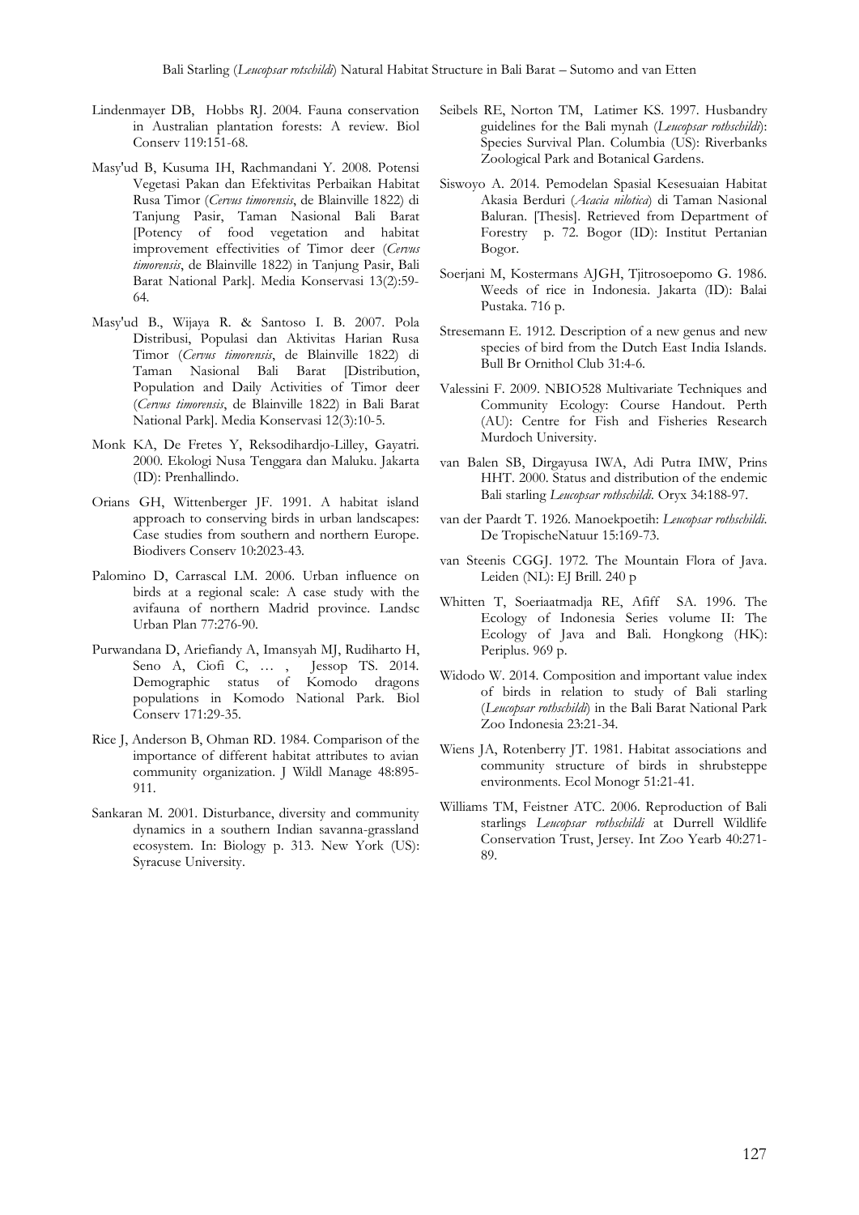Lindenmayer DB, Hobbs RJ. 2004. Fauna conservation in Australian plantation forests: A review. Biol Conserv 119:151-68.

Masy'ud B, Kusuma IH, Rachmandani Y. 2008. Potensi Vegetasi Pakan dan Efektivitas Perbaikan Habitat Rusa Timor (*Cervus timorensis*, de Blainville 1822) di Tanjung Pasir, Taman Nasional Bali Barat [Potency of food vegetation and habitat improvement effectivities of Timor deer (*Cervus timorensis*, de Blainville 1822) in Tanjung Pasir, Bali Barat National Park]. Media Konservasi 13(2):59-64.

Masy'ud B., Wijaya R. & Santoso I. B. 2007. Pola Distribusi, Populasi dan Aktivitas Harian Rusa Timor (*Cervus timorensis*, de Blainville 1822) di Taman Nasional Bali Barat [Distribution, Population and Daily Activities of Timor deer (*Cervus timorensis*, de Blainville 1822) in Bali Barat National Park]. Media Konservasi 12(3):10-5.

Monk KA, De Fretes Y, Reksodihardjo-Lilley, Gayatri. 2000. Ekologi Nusa Tenggara dan Maluku. Jakarta (ID): Prenhallindo.

Orians GH, Wittenberger JF. 1991. A habitat island approach to conserving birds in urban landscapes: Case studies from southern and northern Europe. Biodivers Conserv 10:2023-43.

Palomino D, Carrascal LM. 2006. Urban influence on birds at a regional scale: A case study with the avifauna of northern Madrid province. Landsc Urban Plan 77:276-90.

Purwandana D, Ariefiandy A, Imansyah MJ, Rudiharto H, Seno A, Ciofi C, … , Jessop TS. 2014. Demographic status of Komodo dragons populations in Komodo National Park. Biol Conserv 171:29-35.

Rice J, Anderson B, Ohman RD. 1984. Comparison of the importance of different habitat attributes to avian community organization. J Wildl Manage 48:895-911.

Sankaran M. 2001. Disturbance, diversity and community dynamics in a southern Indian savanna-grassland ecosystem. In: Biology p. 313. New York (US): Syracuse University.

Seibels RE, Norton TM, Latimer KS. 1997. Husbandry guidelines for the Bali mynah (*Leucopsar rothschildi*): Species Survival Plan. Columbia (US): Riverbanks Zoological Park and Botanical Gardens.

Siswoyo A. 2014. Pemodelan Spasial Kesesuaian Habitat Akasia Berduri (*Acacia nilotica*) di Taman Nasional Baluran. [Thesis]. Retrieved from Department of Forestry p. 72. Bogor (ID): Institut Pertanian Bogor.

Soerjani M, Kostermans AJGH, Tjitrosoepomo G. 1986. Weeds of rice in Indonesia. Jakarta (ID): Balai Pustaka. 716 p.

Stresemann E. 1912. Description of a new genus and new species of bird from the Dutch East India Islands. Bull Br Ornithol Club 31:4-6.

Valessini F. 2009. NBIO528 Multivariate Techniques and Community Ecology: Course Handout. Perth (AU): Centre for Fish and Fisheries Research Murdoch University.

van Balen SB, Dirgayusa IWA, Adi Putra IMW, Prins HHT. 2000. Status and distribution of the endemic Bali starling *Leucopsar rothschildi*. Oryx 34:188-97.

van der Paardt T. 1926. Manoekpoetih: *Leucopsar rothschildi*. De TropischeNatuur 15:169-73.

van Steenis CGGJ. 1972. The Mountain Flora of Java. Leiden (NL): EJ Brill. 240 p

Whitten T, Soeriaatmadja RE, Afiff SA. 1996. The Ecology of Indonesia Series volume II: The Ecology of Java and Bali. Hongkong (HK): Periplus. 969 p.

Widodo W. 2014. Composition and important value index of birds in relation to study of Bali starling (*Leucopsar rothschildi*) in the Bali Barat National Park Zoo Indonesia 23:21-34.

Wiens JA, Rotenberry JT. 1981. Habitat associations and community structure of birds in shrubsteppe environments. Ecol Monogr 51:21-41.

Williams TM, Feistner ATC. 2006. Reproduction of Bali starlings *Leucopsar rothschildi* at Durrell Wildlife Conservation Trust, Jersey. Int Zoo Yearb 40:271-89.